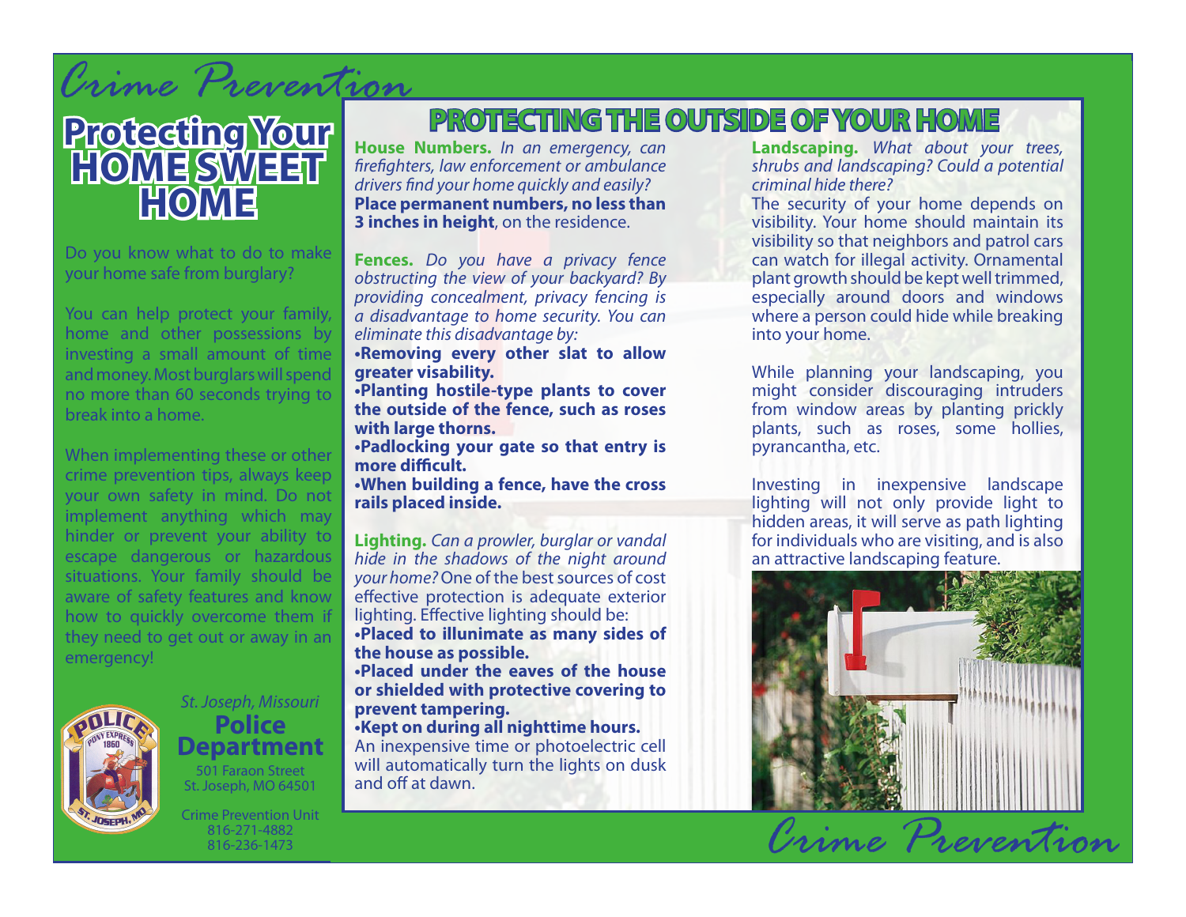*Crime Prevention*

# Protecting Your HOME SWEET HOME

Do you know what to do to make your home safe from burglary?

You can help protect your family, home and other possessions by investing a small amount of time and money. Most burglars will spend no more than 60 seconds trying to break into a home.

When implementing these or other crime prevention tips, always keep your own safety in mind. Do not implement anything which may hinder or prevent your ability to escape dangerous or hazardous situations. Your family should be aware of safety features and know how to quickly overcome them if they need to get out or away in an emergency!

*St. Joseph, Missouri*
**Police Department**
501 Faraon Street
St. Joseph, MO 64501

Crime Prevention Unit
816-271-4882
816-236-1473

## PROTECTING THE OUTSIDE OF YOUR HOME

**House Numbers.** *In an emergency, can firefighters, law enforcement or ambulance drivers find your home quickly and easily?* **Place permanent numbers, no less than 3 inches in height**, on the residence.

**Fences.** *Do you have a privacy fence obstructing the view of your backyard? By providing concealment, privacy fencing is a disadvantage to home security. You can eliminate this disadvantage by:*

- **Removing every other slat to allow greater visability.**
- **Planting hostile-type plants to cover the outside of the fence, such as roses with large thorns.**
- **Padlocking your gate so that entry is more difficult.**
- **When building a fence, have the cross rails placed inside.**

**Lighting.** *Can a prowler, burglar or vandal hide in the shadows of the night around your home?* One of the best sources of cost effective protection is adequate exterior lighting. Effective lighting should be:

- **Placed to illunimate as many sides of the house as possible.**
- **Placed under the eaves of the house or shielded with protective covering to prevent tampering.**
- **Kept on during all nighttime hours.**

An inexpensive time or photoelectric cell will automatically turn the lights on dusk and off at dawn.

**Landscaping.** *What about your trees, shrubs and landscaping? Could a potential criminal hide there?*

The security of your home depends on visibility. Your home should maintain its visibility so that neighbors and patrol cars can watch for illegal activity. Ornamental plant growth should be kept well trimmed, especially around doors and windows where a person could hide while breaking into your home.

While planning your landscaping, you might consider discouraging intruders from window areas by planting prickly plants, such as roses, some hollies, pyrancantha, etc.

Investing in inexpensive landscape lighting will not only provide light to hidden areas, it will serve as path lighting for individuals who are visiting, and is also an attractive landscaping feature.

*Crime Prevention*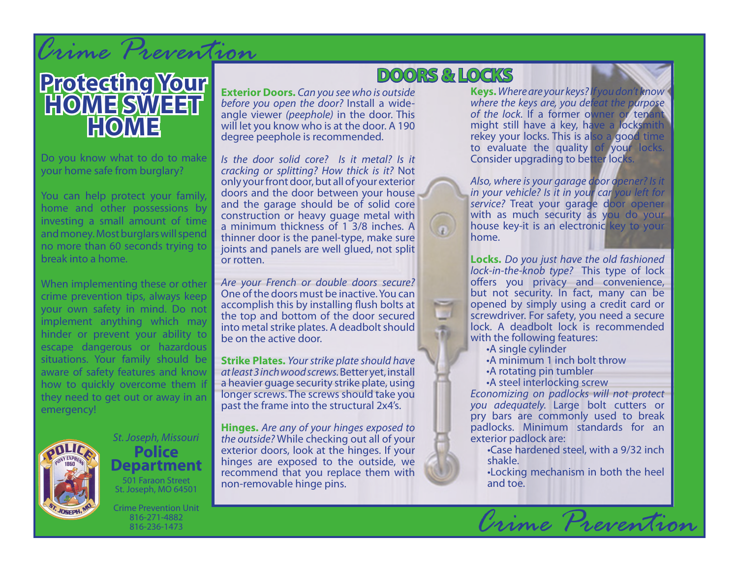# Crime Prevention

## Protecting Your HOME SWEET HOME

Do you know what to do to make your home safe from burglary?

You can help protect your family, home and other possessions by investing a small amount of time and money. Most burglars will spend no more than 60 seconds trying to break into a home.

When implementing these or other crime prevention tips, always keep your own safety in mind. Do not implement anything which may hinder or prevent your ability to escape dangerous or hazardous situations. Your family should be aware of safety features and know how to quickly overcome them if they need to get out or away in an emergency!

*St. Joseph, Missouri*
**Police Department**
501 Faraon Street
St. Joseph, MO 64501

Crime Prevention Unit
816-271-4882
816-236-1473

## DOORS & LOCKS

**Exterior Doors.** *Can you see who is outside before you open the door?* Install a wide-angle viewer *(peephole)* in the door. This will let you know who is at the door. A 190 degree peephole is recommended.

*Is the door solid core? Is it metal? Is it cracking or splitting? How thick is it?* Not only your front door, but all of your exterior doors and the door between your house and the garage should be of solid core construction or heavy guage metal with a minimum thickness of 1 3/8 inches. A thinner door is the panel-type, make sure joints and panels are well glued, not split or rotten.

*Are your French or double doors secure?* One of the doors must be inactive. You can accomplish this by installing flush bolts at the top and bottom of the door secured into metal strike plates. A deadbolt should be on the active door.

**Strike Plates.** *Your strike plate should have at least 3 inch wood screws.* Better yet, install a heavier guage security strike plate, using longer screws. The screws should take you past the frame into the structural 2x4's.

**Hinges.** *Are any of your hinges exposed to the outside?* While checking out all of your exterior doors, look at the hinges. If your hinges are exposed to the outside, we recommend that you replace them with non-removable hinge pins.

**Keys.** *Where are your keys? If you don't know where the keys are, you defeat the purpose of the lock.* If a former owner or tenant might still have a key, have a locksmith rekey your locks. This is also a good time to evaluate the quality of your locks. Consider upgrading to better locks.

*Also, where is your garage door opener? Is it in your vehicle? Is it in your car you left for service?* Treat your garage door opener with as much security as you do your house key-it is an electronic key to your home.

**Locks.** *Do you just have the old fashioned lock-in-the-knob type?* This type of lock offers you privacy and convenience, but not security. In fact, many can be opened by simply using a credit card or screwdriver. For safety, you need a secure lock. A deadbolt lock is recommended with the following features:

- A single cylinder
- A minimum 1 inch bolt throw
- A rotating pin tumbler
- A steel interlocking screw

*Economizing on padlocks will not protect you adequately.* Large bolt cutters or pry bars are commonly used to break padlocks. Minimum standards for an exterior padlock are:

- Case hardened steel, with a 9/32 inch shakle.
- Locking mechanism in both the heel and toe.

Crime Prevention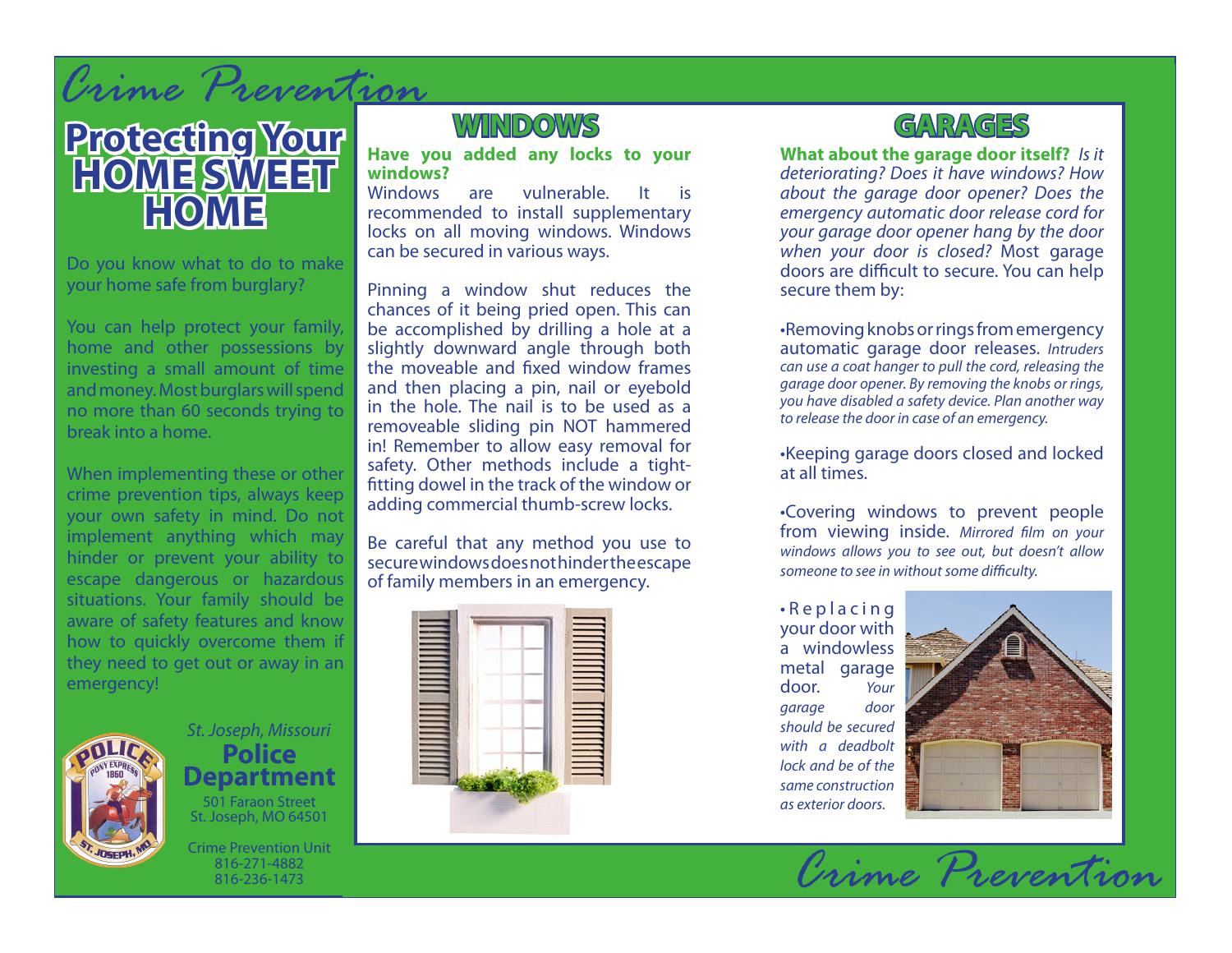# Crime Prevention

## Protecting Your HOME SWEET HOME

Do you know what to do to make your home safe from burglary?

You can help protect your family, home and other possessions by investing a small amount of time and money. Most burglars will spend no more than 60 seconds trying to break into a home.

When implementing these or other crime prevention tips, always keep your own safety in mind. Do not implement anything which may hinder or prevent your ability to escape dangerous or hazardous situations. Your family should be aware of safety features and know how to quickly overcome them if they need to get out or away in an emergency!

*St. Joseph, Missouri*
**Police Department**
501 Faraon Street
St. Joseph, MO 64501

Crime Prevention Unit
816-271-4882
816-236-1473

## WINDOWS

**Have you added any locks to your windows?**
Windows are vulnerable. It is recommended to install supplementary locks on all moving windows. Windows can be secured in various ways.

Pinning a window shut reduces the chances of it being pried open. This can be accomplished by drilling a hole at a slightly downward angle through both the moveable and fixed window frames and then placing a pin, nail or eyebold in the hole. The nail is to be used as a removeable sliding pin NOT hammered in! Remember to allow easy removal for safety. Other methods include a tight-fitting dowel in the track of the window or adding commercial thumb-screw locks.

Be careful that any method you use to secure windows does not hinder the escape of family members in an emergency.

## GARAGES

**What about the garage door itself?** *Is it deteriorating? Does it have windows? How about the garage door opener? Does the emergency automatic door release cord for your garage door opener hang by the door when your door is closed?* Most garage doors are difficult to secure. You can help secure them by:

- Removing knobs or rings from emergency automatic garage door releases. *Intruders can use a coat hanger to pull the cord, releasing the garage door opener. By removing the knobs or rings, you have disabled a safety device. Plan another way to release the door in case of an emergency.*

- Keeping garage doors closed and locked at all times.

- Covering windows to prevent people from viewing inside. *Mirrored film on your windows allows you to see out, but doesn't allow someone to see in without some difficulty.*

- Replacing your door with a windowless metal garage door. *Your garage door should be secured with a deadbolt lock and be of the same construction as exterior doors.*

Crime Prevention